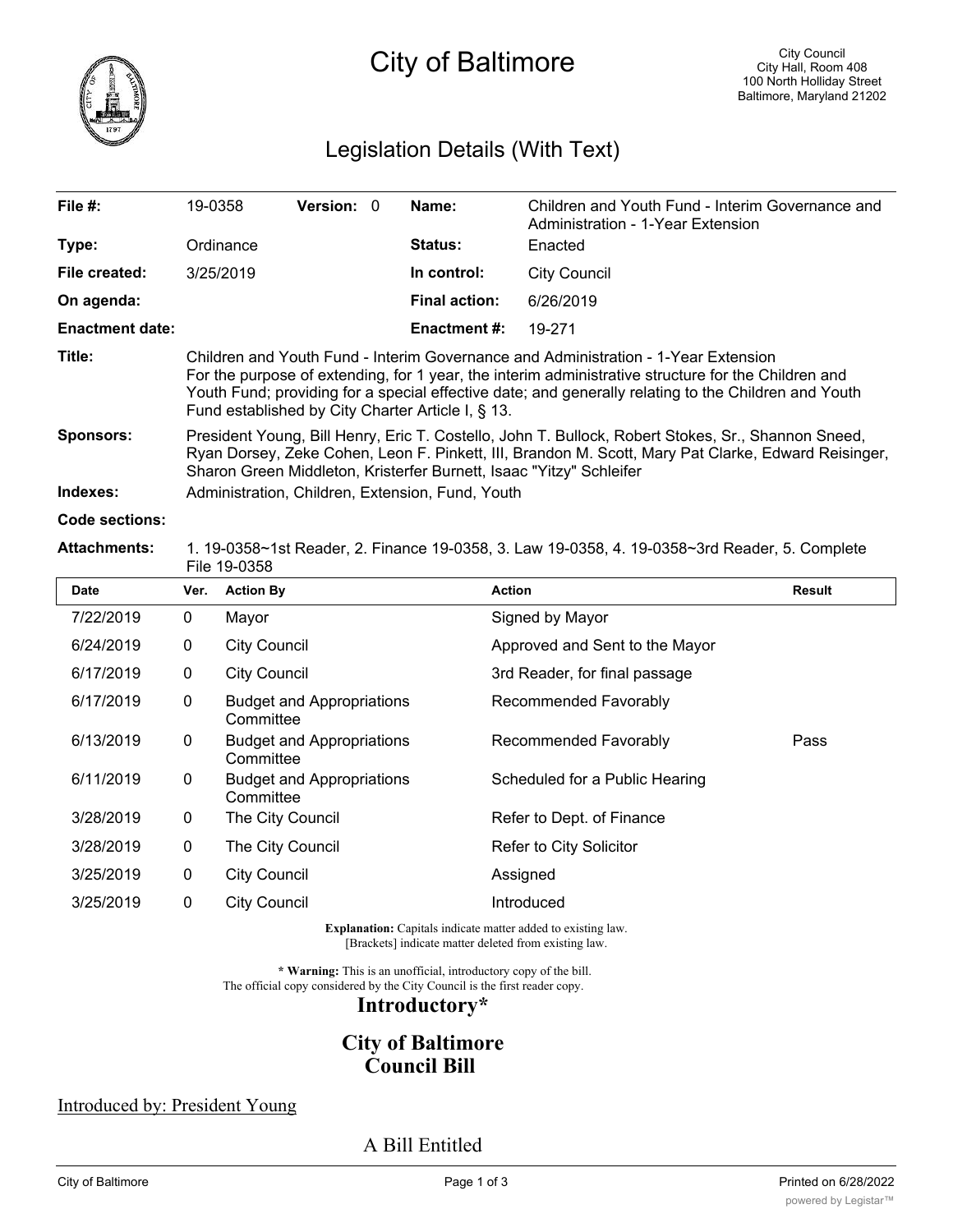# City of Baltimore

City Council
City Hall, Room 408
100 North Holliday Street
Baltimore, Maryland 21202

## Legislation Details (With Text)

| | | | |
|---|---|---|---|
| **File #:** | 19-0358 **Version:** 0 | **Name:** | Children and Youth Fund - Interim Governance and Administration - 1-Year Extension |
| **Type:** | Ordinance | **Status:** | Enacted |
| **File created:** | 3/25/2019 | **In control:** | City Council |
| **On agenda:** | | **Final action:** | 6/26/2019 |
| **Enactment date:** | | **Enactment #:** | 19-271 |

**Title:** Children and Youth Fund - Interim Governance and Administration - 1-Year Extension
For the purpose of extending, for 1 year, the interim administrative structure for the Children and Youth Fund; providing for a special effective date; and generally relating to the Children and Youth Fund established by City Charter Article I, § 13.

**Sponsors:** President Young, Bill Henry, Eric T. Costello, John T. Bullock, Robert Stokes, Sr., Shannon Sneed, Ryan Dorsey, Zeke Cohen, Leon F. Pinkett, III, Brandon M. Scott, Mary Pat Clarke, Edward Reisinger, Sharon Green Middleton, Kristerfer Burnett, Isaac "Yitzy" Schleifer

**Indexes:** Administration, Children, Extension, Fund, Youth

**Code sections:**

**Attachments:** 1. 19-0358~1st Reader, 2. Finance 19-0358, 3. Law 19-0358, 4. 19-0358~3rd Reader, 5. Complete File 19-0358

| Date | Ver. | Action By | Action | Result |
|---|---|---|---|---|
| 7/22/2019 | 0 | Mayor | Signed by Mayor | |
| 6/24/2019 | 0 | City Council | Approved and Sent to the Mayor | |
| 6/17/2019 | 0 | City Council | 3rd Reader, for final passage | |
| 6/17/2019 | 0 | Budget and Appropriations Committee | Recommended Favorably | |
| 6/13/2019 | 0 | Budget and Appropriations Committee | Recommended Favorably | Pass |
| 6/11/2019 | 0 | Budget and Appropriations Committee | Scheduled for a Public Hearing | |
| 3/28/2019 | 0 | The City Council | Refer to Dept. of Finance | |
| 3/28/2019 | 0 | The City Council | Refer to City Solicitor | |
| 3/25/2019 | 0 | City Council | Assigned | |
| 3/25/2019 | 0 | City Council | Introduced | |

**Explanation:** Capitals indicate matter added to existing law.
[Brackets] indicate matter deleted from existing law.

**\* Warning:** This is an unofficial, introductory copy of the bill.
The official copy considered by the City Council is the first reader copy.

## Introductory*

## City of Baltimore
## Council Bill

Introduced by: President Young

A Bill Entitled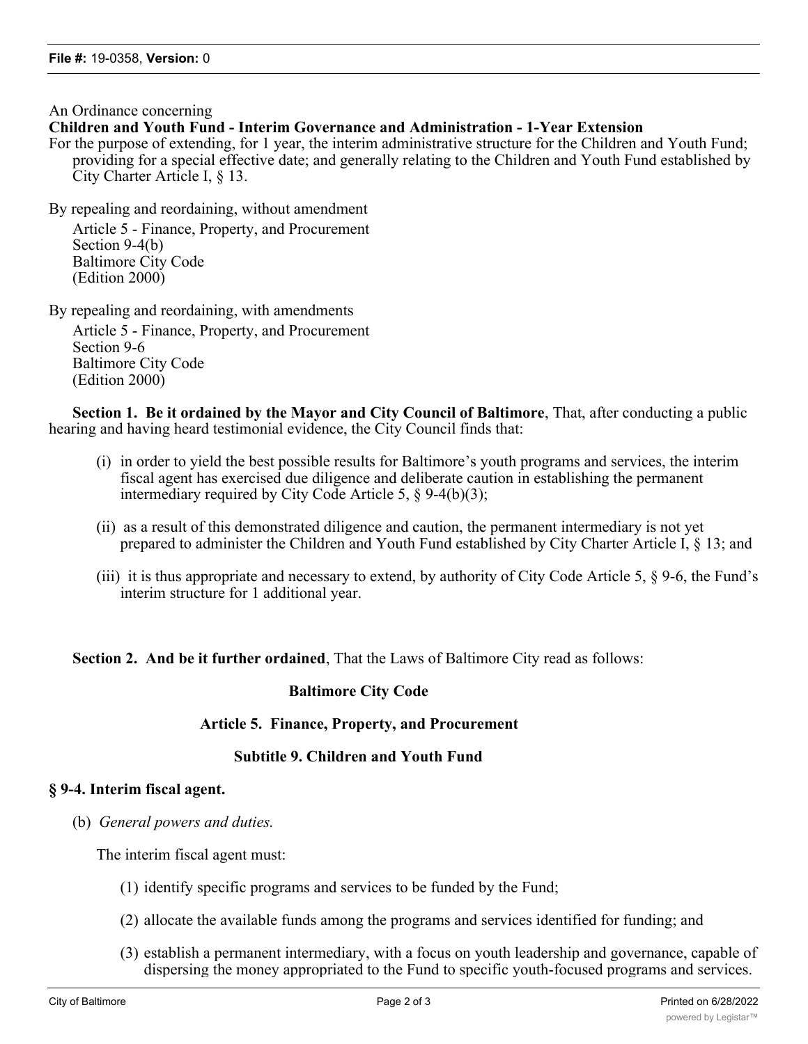An Ordinance concerning

**Children and Youth Fund - Interim Governance and Administration - 1-Year Extension**

For the purpose of extending, for 1 year, the interim administrative structure for the Children and Youth Fund; providing for a special effective date; and generally relating to the Children and Youth Fund established by City Charter Article I, § 13.

By repealing and reordaining, without amendment
Article 5 - Finance, Property, and Procurement
Section 9-4(b)
Baltimore City Code
(Edition 2000)

By repealing and reordaining, with amendments
Article 5 - Finance, Property, and Procurement
Section 9-6
Baltimore City Code
(Edition 2000)

**Section 1. Be it ordained by the Mayor and City Council of Baltimore**, That, after conducting a public hearing and having heard testimonial evidence, the City Council finds that:

(i) in order to yield the best possible results for Baltimore's youth programs and services, the interim fiscal agent has exercised due diligence and deliberate caution in establishing the permanent intermediary required by City Code Article 5, § 9-4(b)(3);

(ii) as a result of this demonstrated diligence and caution, the permanent intermediary is not yet prepared to administer the Children and Youth Fund established by City Charter Article I, § 13; and

(iii) it is thus appropriate and necessary to extend, by authority of City Code Article 5, § 9-6, the Fund's interim structure for 1 additional year.

**Section 2. And be it further ordained**, That the Laws of Baltimore City read as follows:

**Baltimore City Code**

**Article 5. Finance, Property, and Procurement**

**Subtitle 9. Children and Youth Fund**

**§ 9-4. Interim fiscal agent.**

(b) *General powers and duties.*

The interim fiscal agent must:

(1) identify specific programs and services to be funded by the Fund;

(2) allocate the available funds among the programs and services identified for funding; and

(3) establish a permanent intermediary, with a focus on youth leadership and governance, capable of dispersing the money appropriated to the Fund to specific youth-focused programs and services.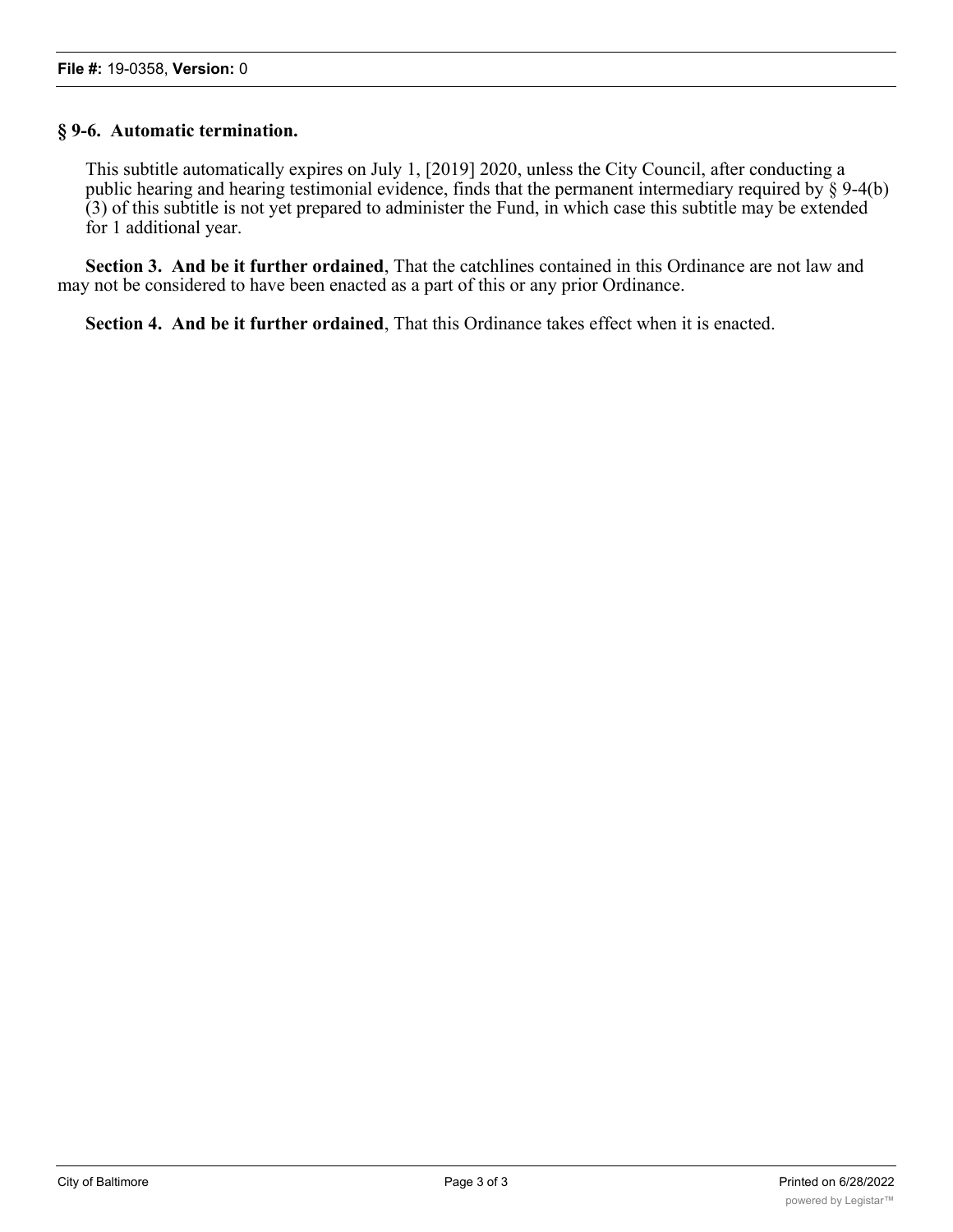### § 9-6. Automatic termination.

This subtitle automatically expires on July 1, [2019] 2020, unless the City Council, after conducting a public hearing and hearing testimonial evidence, finds that the permanent intermediary required by § 9-4(b)(3) of this subtitle is not yet prepared to administer the Fund, in which case this subtitle may be extended for 1 additional year.

**Section 3. And be it further ordained**, That the catchlines contained in this Ordinance are not law and may not be considered to have been enacted as a part of this or any prior Ordinance.

**Section 4. And be it further ordained**, That this Ordinance takes effect when it is enacted.